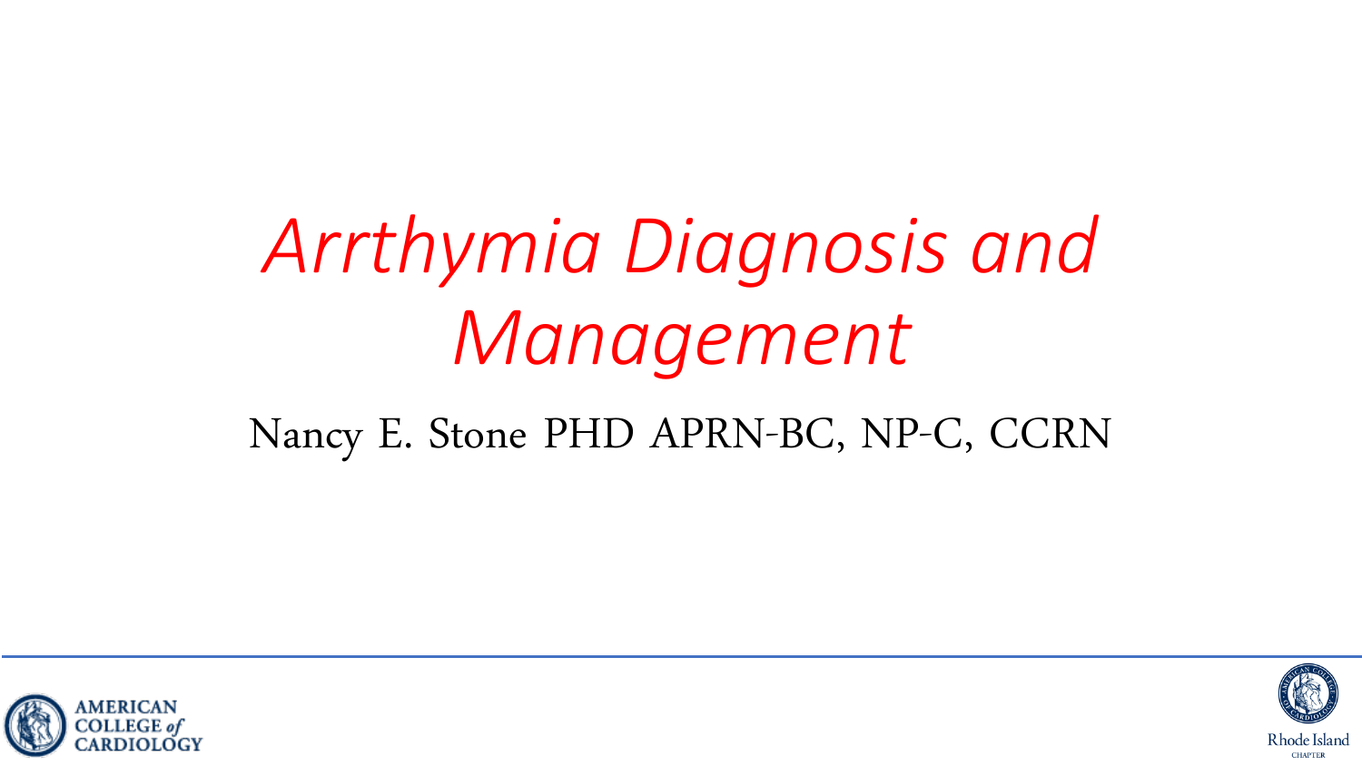# *Arrthymia Diagnosis and Management*

Nancy E. Stone PHD APRN-BC, NP-C, CCRN

AMERICAN COLLEGE of CARDIOLOGY

Rhode Island CHAPTER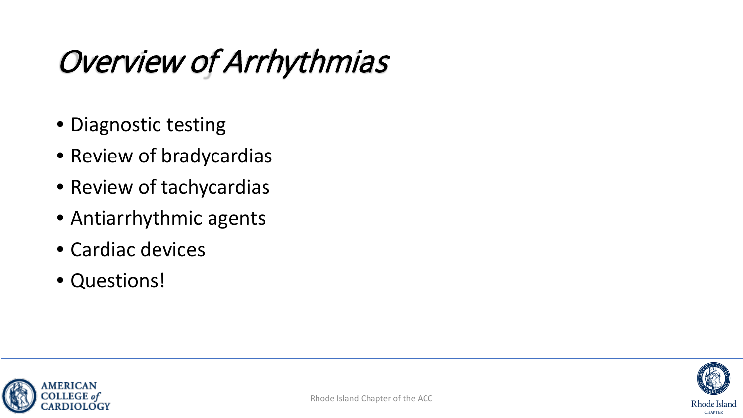# Overview of Arrhythmias

- Diagnostic testing
- Review of bradycardias
- Review of tachycardias
- Antiarrhythmic agents
- Cardiac devices
- Questions!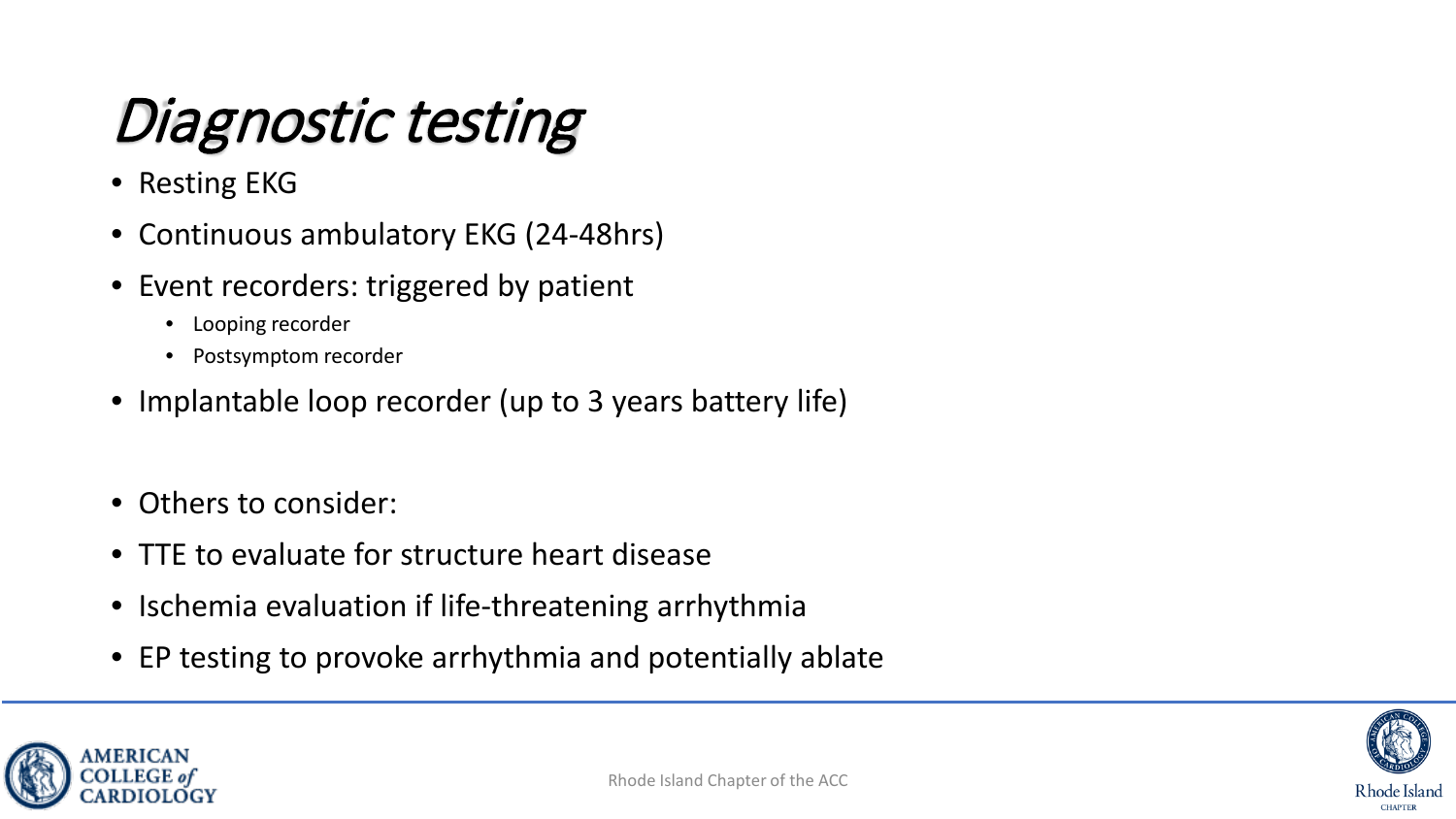# *Diagnostic testing*

- Resting EKG
- Continuous ambulatory EKG (24-48hrs)
- Event recorders: triggered by patient
  - Looping recorder
  - Postsymptom recorder
- Implantable loop recorder (up to 3 years battery life)

- Others to consider:
- TTE to evaluate for structure heart disease
- Ischemia evaluation if life-threatening arrhythmia
- EP testing to provoke arrhythmia and potentially ablate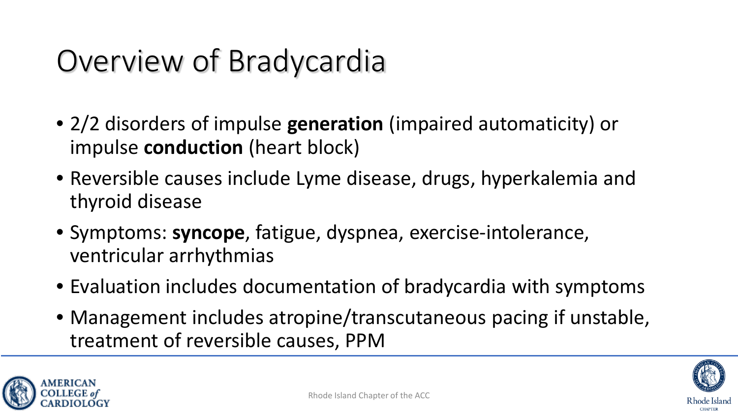# Overview of Bradycardia

- 2/2 disorders of impulse **generation** (impaired automaticity) or impulse **conduction** (heart block)
- Reversible causes include Lyme disease, drugs, hyperkalemia and thyroid disease
- Symptoms: **syncope**, fatigue, dyspnea, exercise-intolerance, ventricular arrhythmias
- Evaluation includes documentation of bradycardia with symptoms
- Management includes atropine/transcutaneous pacing if unstable, treatment of reversible causes, PPM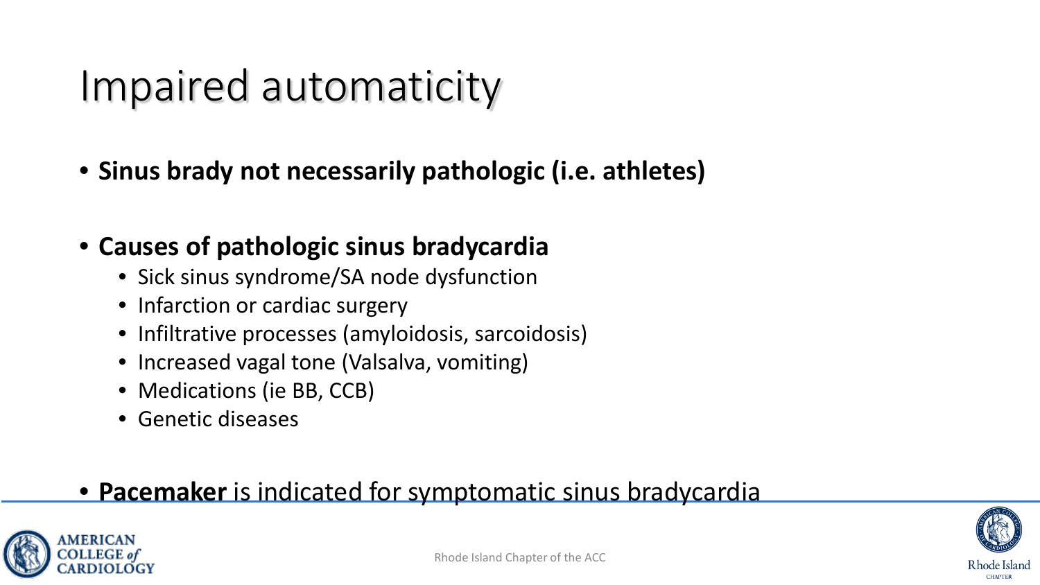# Impaired automaticity

- **Sinus brady not necessarily pathologic (i.e. athletes)**

- **Causes of pathologic sinus bradycardia**
  - Sick sinus syndrome/SA node dysfunction
  - Infarction or cardiac surgery
  - Infiltrative processes (amyloidosis, sarcoidosis)
  - Increased vagal tone (Valsalva, vomiting)
  - Medications (ie BB, CCB)
  - Genetic diseases

- **Pacemaker** is indicated for symptomatic sinus bradycardia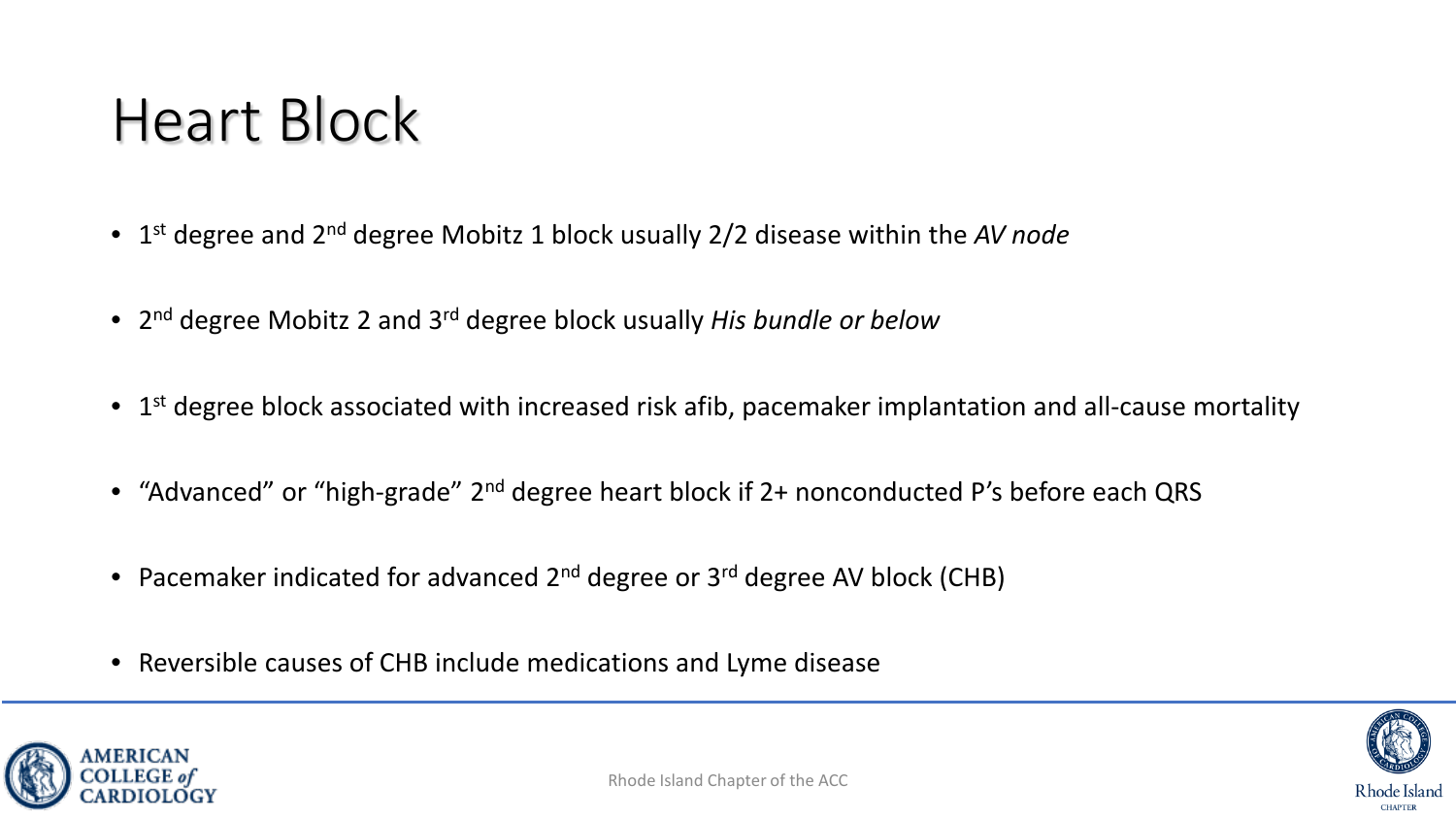# Heart Block

- 1st degree and 2nd degree Mobitz 1 block usually 2/2 disease within the *AV node*
- 2nd degree Mobitz 2 and 3rd degree block usually *His bundle or below*
- 1st degree block associated with increased risk afib, pacemaker implantation and all-cause mortality
- "Advanced" or "high-grade" 2nd degree heart block if 2+ nonconducted P's before each QRS
- Pacemaker indicated for advanced 2nd degree or 3rd degree AV block (CHB)
- Reversible causes of CHB include medications and Lyme disease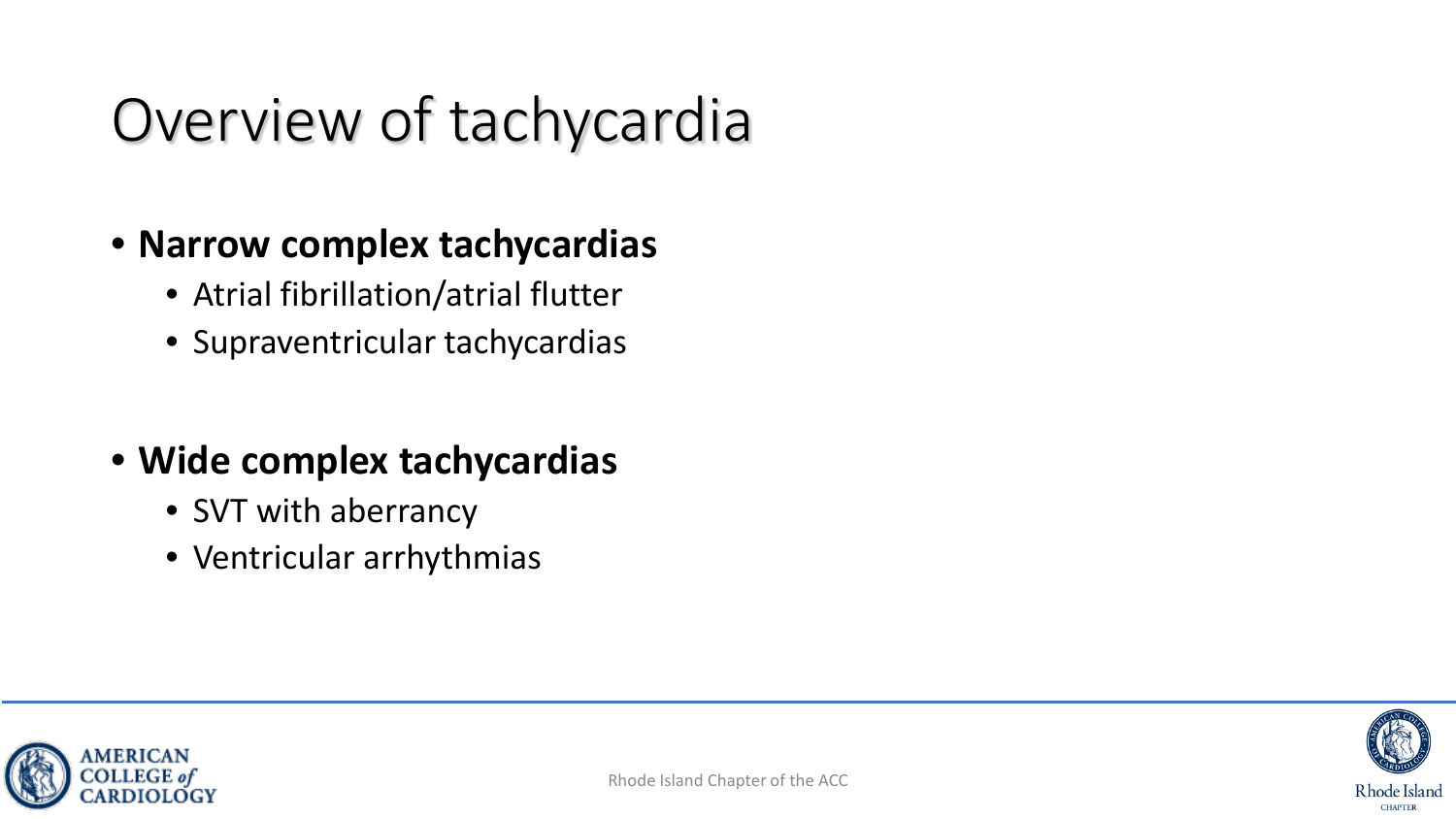# Overview of tachycardia

- **Narrow complex tachycardias**
  - Atrial fibrillation/atrial flutter
  - Supraventricular tachycardias

- **Wide complex tachycardias**
  - SVT with aberrancy
  - Ventricular arrhythmias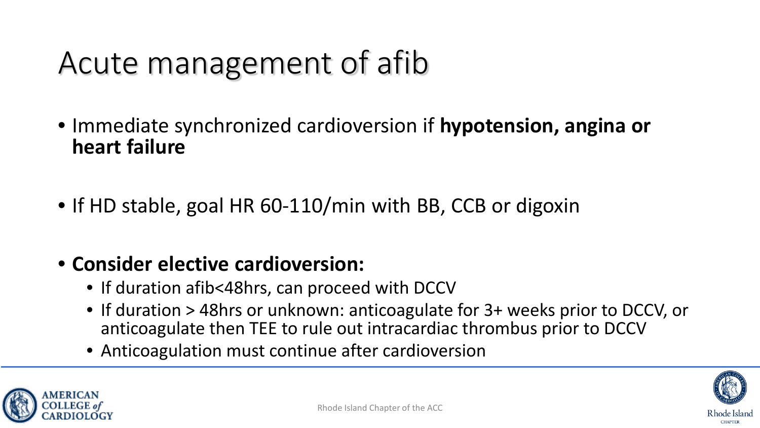# Acute management of afib

- Immediate synchronized cardioversion if **hypotension, angina or heart failure**
- If HD stable, goal HR 60-110/min with BB, CCB or digoxin
- **Consider elective cardioversion:**
  - If duration afib<48hrs, can proceed with DCCV
  - If duration > 48hrs or unknown: anticoagulate for 3+ weeks prior to DCCV, or anticoagulate then TEE to rule out intracardiac thrombus prior to DCCV
  - Anticoagulation must continue after cardioversion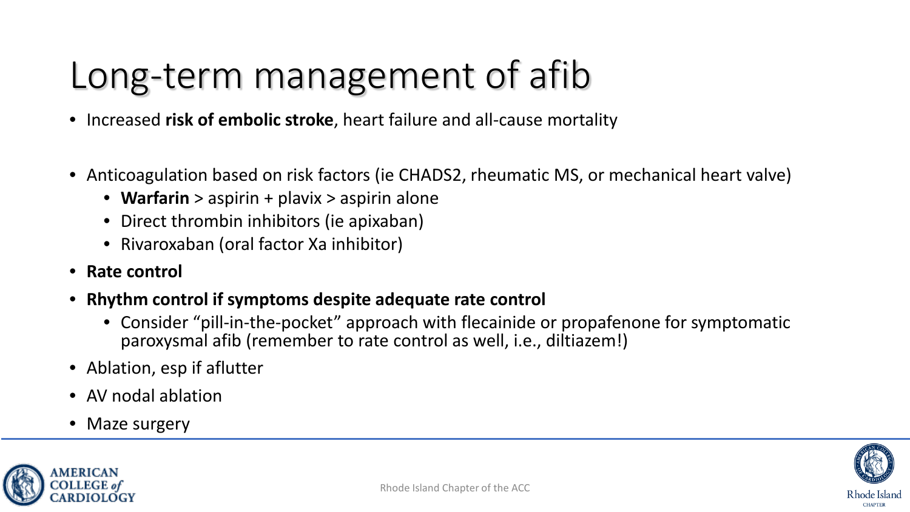# Long-term management of afib

- Increased **risk of embolic stroke**, heart failure and all-cause mortality

- Anticoagulation based on risk factors (ie CHADS2, rheumatic MS, or mechanical heart valve)
  - **Warfarin** > aspirin + plavix > aspirin alone
  - Direct thrombin inhibitors (ie apixaban)
  - Rivaroxaban (oral factor Xa inhibitor)
- **Rate control**
- **Rhythm control if symptoms despite adequate rate control**
  - Consider "pill-in-the-pocket" approach with flecainide or propafenone for symptomatic paroxysmal afib (remember to rate control as well, i.e., diltiazem!)
- Ablation, esp if aflutter
- AV nodal ablation
- Maze surgery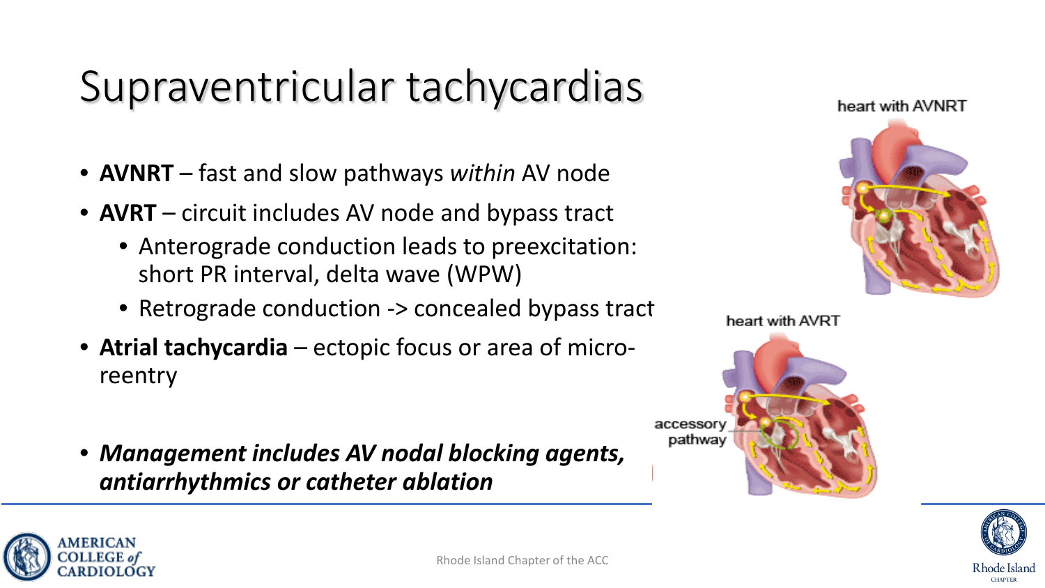# Supraventricular tachycardias

- **AVNRT** – fast and slow pathways *within* AV node
- **AVRT** – circuit includes AV node and bypass tract
  - Anterograde conduction leads to preexcitation: short PR interval, delta wave (WPW)
  - Retrograde conduction -> concealed bypass tract
- **Atrial tachycardia** – ectopic focus or area of micro-reentry

- ***Management includes AV nodal blocking agents, antiarrhythmics or catheter ablation***

heart with AVNRT

heart with AVRT

accessory pathway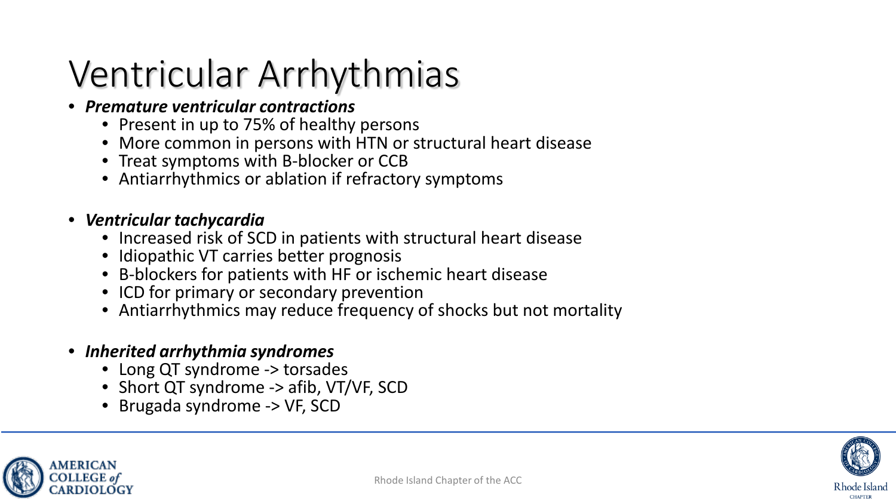# Ventricular Arrhythmias

- ***Premature ventricular contractions***
  - Present in up to 75% of healthy persons
  - More common in persons with HTN or structural heart disease
  - Treat symptoms with B-blocker or CCB
  - Antiarrhythmics or ablation if refractory symptoms

- ***Ventricular tachycardia***
  - Increased risk of SCD in patients with structural heart disease
  - Idiopathic VT carries better prognosis
  - B-blockers for patients with HF or ischemic heart disease
  - ICD for primary or secondary prevention
  - Antiarrhythmics may reduce frequency of shocks but not mortality

- ***Inherited arrhythmia syndromes***
  - Long QT syndrome -> torsades
  - Short QT syndrome -> afib, VT/VF, SCD
  - Brugada syndrome -> VF, SCD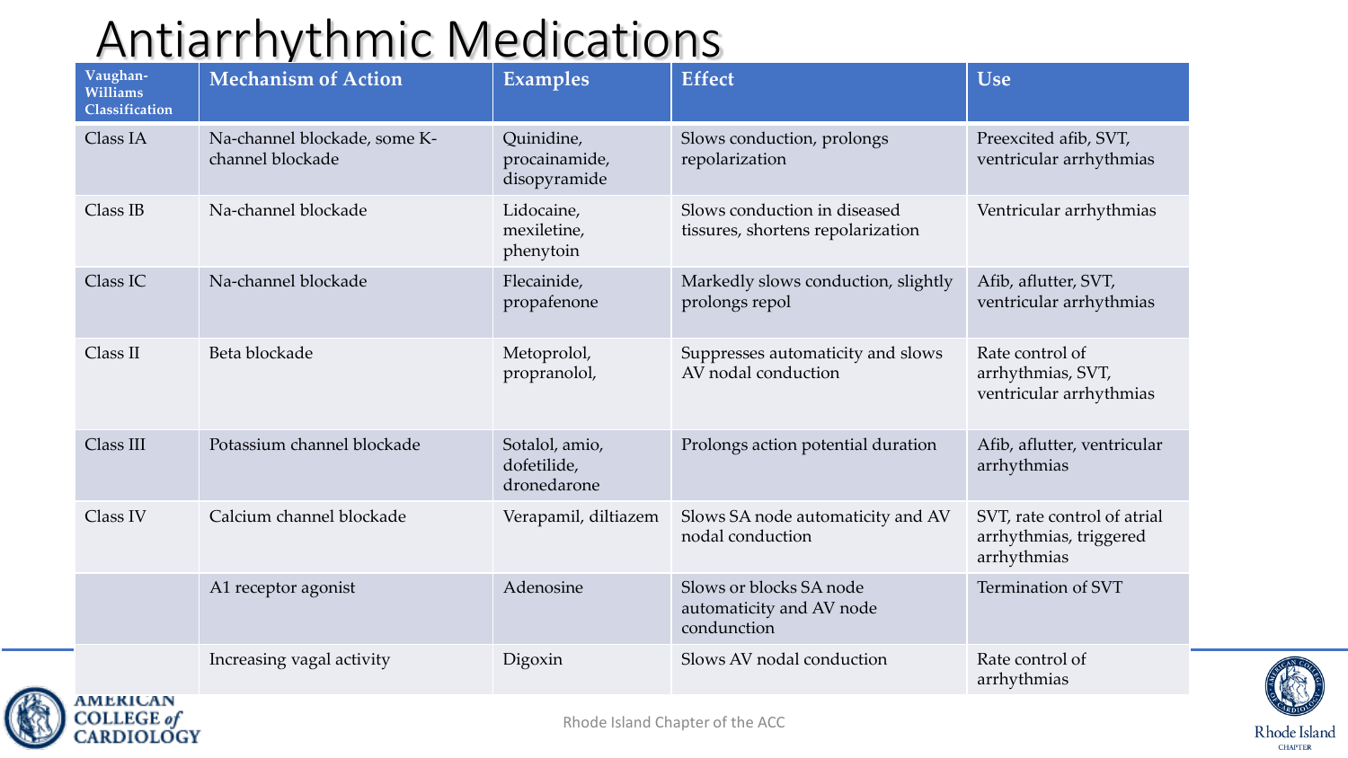# Antiarrhythmic Medications

| Vaughan-Williams Classification | Mechanism of Action | Examples | Effect | Use |
|---|---|---|---|---|
| Class IA | Na-channel blockade, some K-channel blockade | Quinidine, procainamide, disopyramide | Slows conduction, prolongs repolarization | Preexcited afib, SVT, ventricular arrhythmias |
| Class IB | Na-channel blockade | Lidocaine, mexiletine, phenytoin | Slows conduction in diseased tissues, shortens repolarization | Ventricular arrhythmias |
| Class IC | Na-channel blockade | Flecainide, propafenone | Markedly slows conduction, slightly prolongs repol | Afib, aflutter, SVT, ventricular arrhythmias |
| Class II | Beta blockade | Metoprolol, propranolol, | Suppresses automaticity and slows AV nodal conduction | Rate control of arrhythmias, SVT, ventricular arrhythmias |
| Class III | Potassium channel blockade | Sotalol, amio, dofetilide, dronedarone | Prolongs action potential duration | Afib, aflutter, ventricular arrhythmias |
| Class IV | Calcium channel blockade | Verapamil, diltiazem | Slows SA node automaticity and AV nodal conduction | SVT, rate control of atrial arrhythmias, triggered arrhythmias |
| | A1 receptor agonist | Adenosine | Slows or blocks SA node automaticity and AV node condunction | Termination of SVT |
| | Increasing vagal activity | Digoxin | Slows AV nodal conduction | Rate control of arrhythmias |

Rhode Island Chapter of the ACC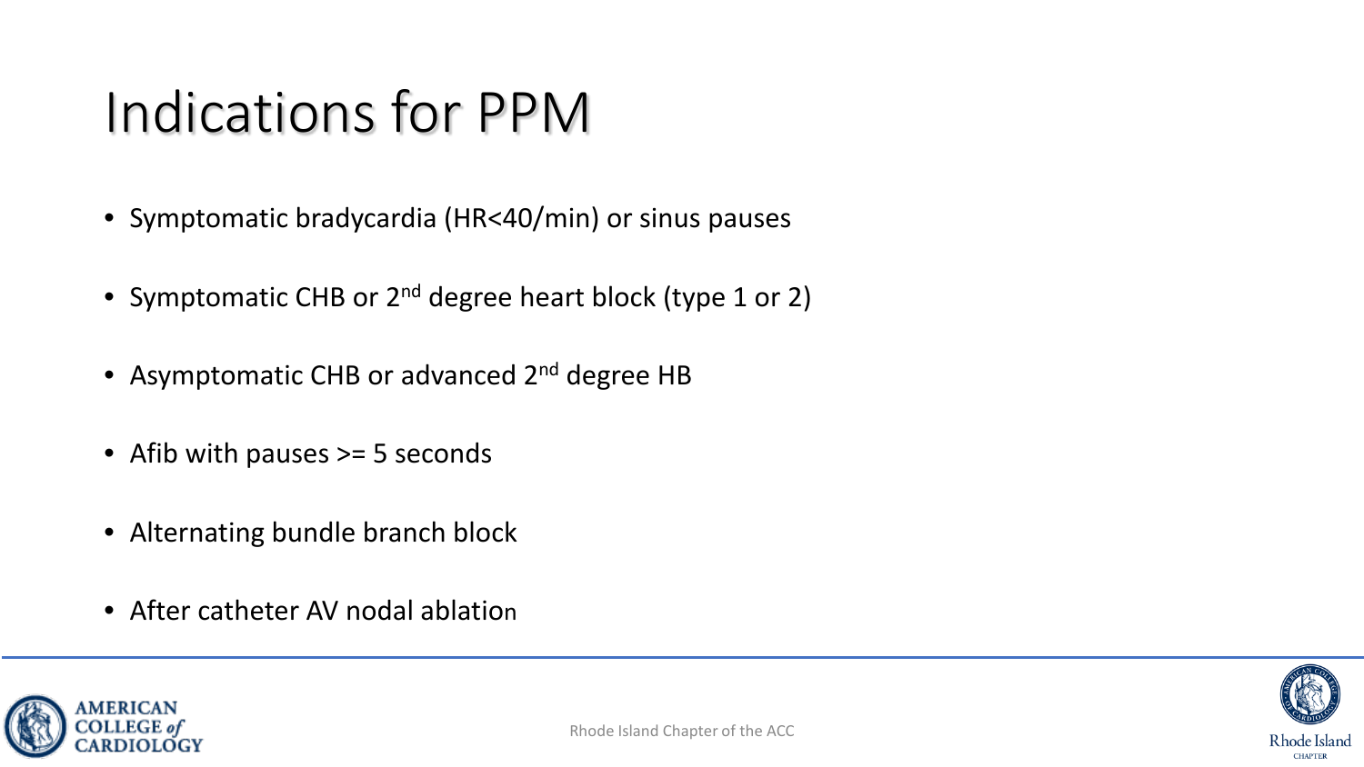# Indications for PPM

- Symptomatic bradycardia (HR<40/min) or sinus pauses
- Symptomatic CHB or 2nd degree heart block (type 1 or 2)
- Asymptomatic CHB or advanced 2nd degree HB
- Afib with pauses >= 5 seconds
- Alternating bundle branch block
- After catheter AV nodal ablation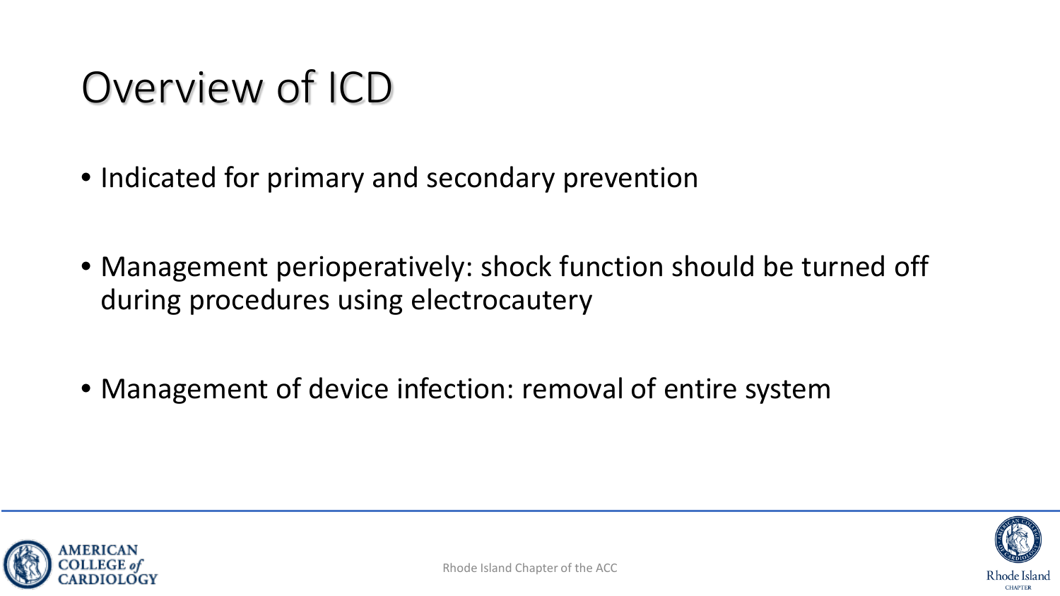# Overview of ICD

- Indicated for primary and secondary prevention
- Management perioperatively: shock function should be turned off during procedures using electrocautery
- Management of device infection: removal of entire system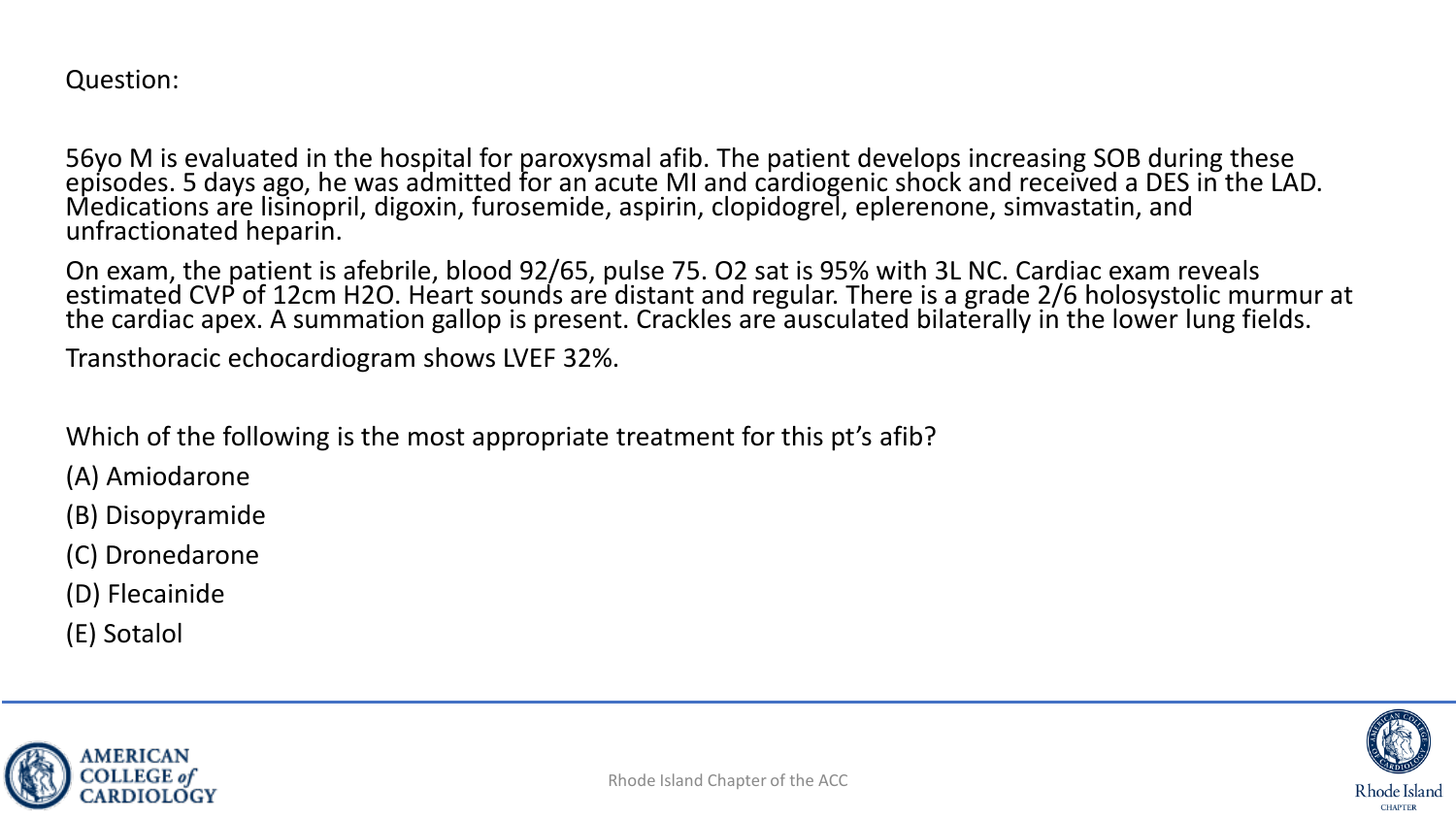Question:

56yo M is evaluated in the hospital for paroxysmal afib. The patient develops increasing SOB during these episodes. 5 days ago, he was admitted for an acute MI and cardiogenic shock and received a DES in the LAD. Medications are lisinopril, digoxin, furosemide, aspirin, clopidogrel, eplerenone, simvastatin, and unfractionated heparin.

On exam, the patient is afebrile, blood 92/65, pulse 75. O2 sat is 95% with 3L NC. Cardiac exam reveals estimated CVP of 12cm H2O. Heart sounds are distant and regular. There is a grade 2/6 holosystolic murmur at the cardiac apex. A summation gallop is present. Crackles are ausculated bilaterally in the lower lung fields.

Transthoracic echocardiogram shows LVEF 32%.

Which of the following is the most appropriate treatment for this pt's afib?

(A) Amiodarone

(B) Disopyramide

(C) Dronedarone

(D) Flecainide

(E) Sotalol

Rhode Island Chapter of the ACC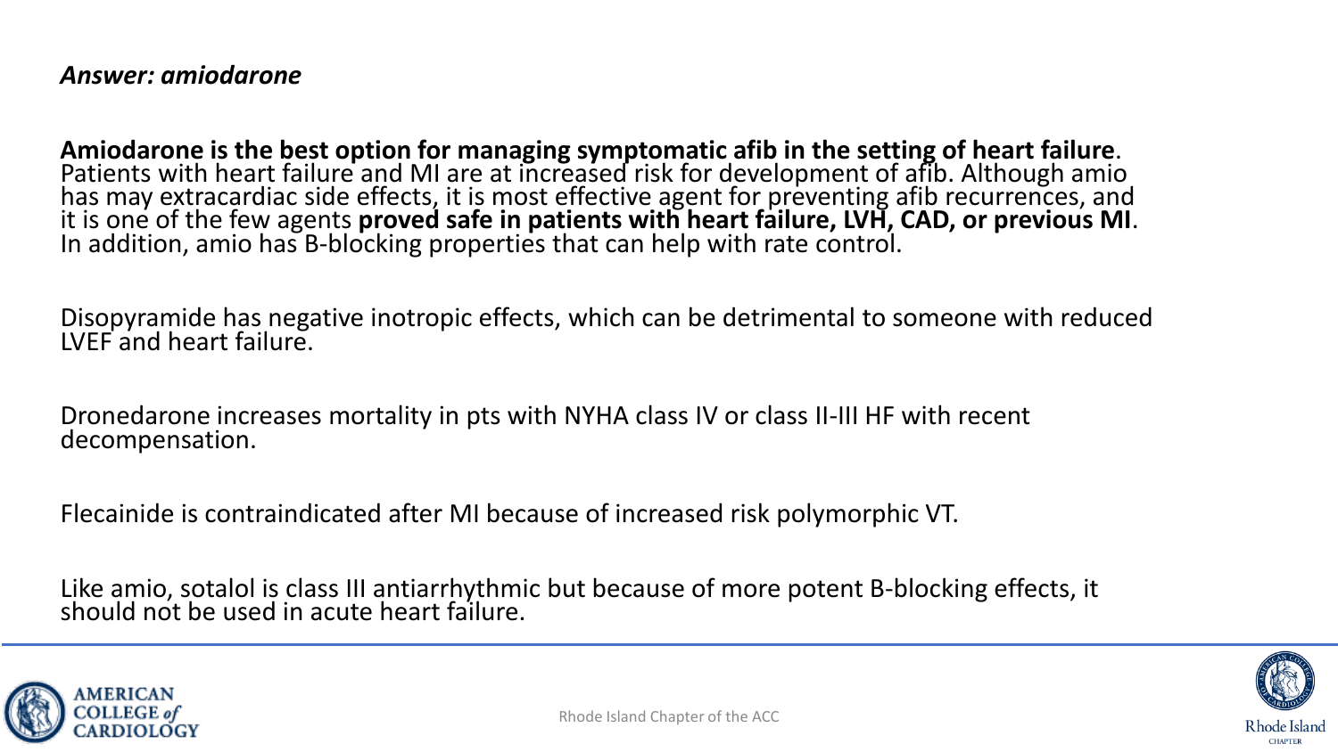***Answer: amiodarone***

**Amiodarone is the best option for managing symptomatic afib in the setting of heart failure**. Patients with heart failure and MI are at increased risk for development of afib. Although amio has may extracardiac side effects, it is most effective agent for preventing afib recurrences, and it is one of the few agents **proved safe in patients with heart failure, LVH, CAD, or previous MI**. In addition, amio has B-blocking properties that can help with rate control.

Disopyramide has negative inotropic effects, which can be detrimental to someone with reduced LVEF and heart failure.

Dronedarone increases mortality in pts with NYHA class IV or class II-III HF with recent decompensation.

Flecainide is contraindicated after MI because of increased risk polymorphic VT.

Like amio, sotalol is class III antiarrhythmic but because of more potent B-blocking effects, it should not be used in acute heart failure.